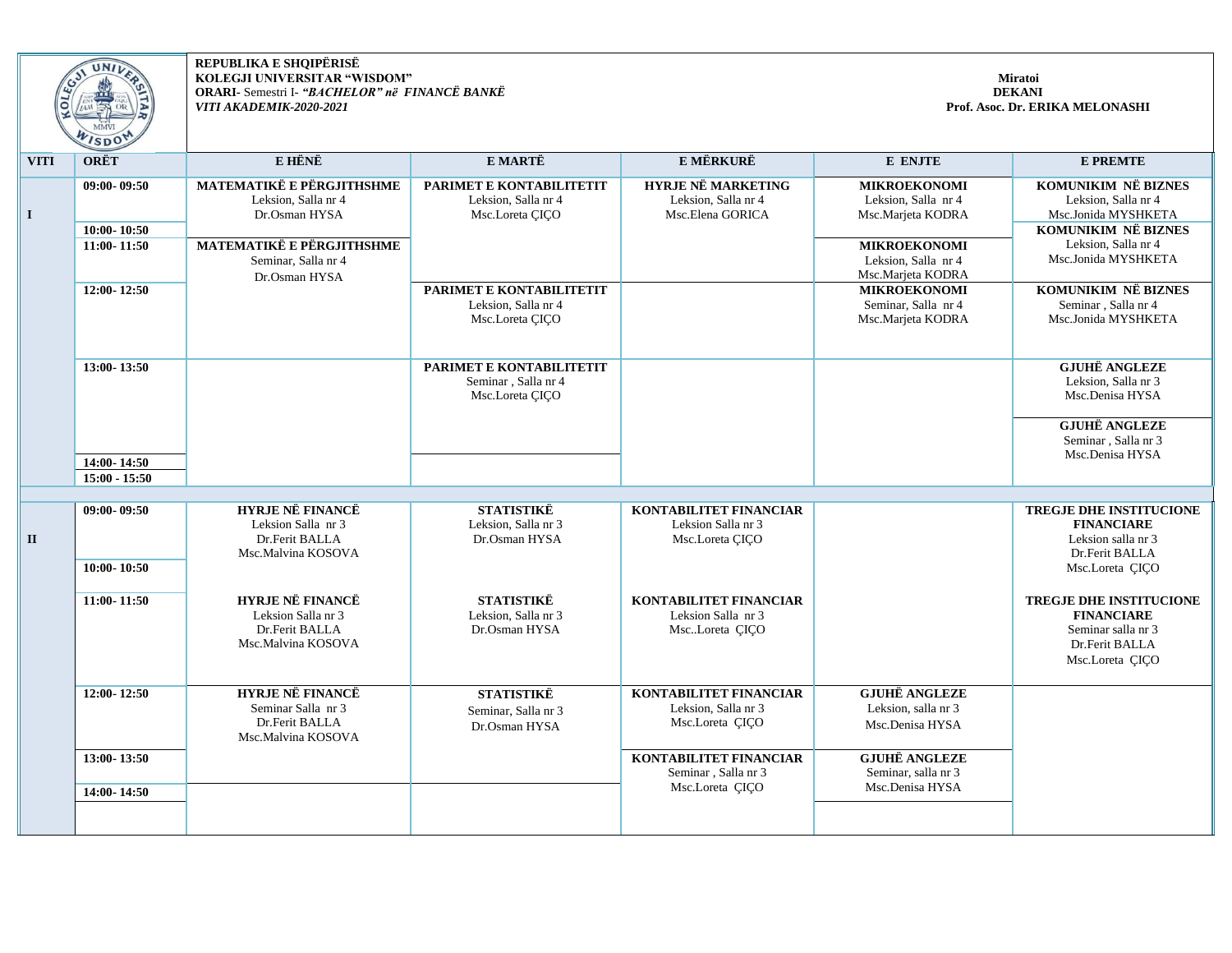**REPUBLIKA E SHQIPËRISË**
**KOLEGJI UNIVERSITAR "WISDOM"**
**ORARI**- Semestri I- ***"BACHELOR" në FINANCË BANKË***
***VITI AKADEMIK-2020-2021***

**Miratoi**
**DEKANI**
**Prof. Asoc. Dr. ERIKA MELONASHI**

| VITI | ORËT | E HËNË | E MARTË | E MËRKURË | E ENJTE | E PREMTE |
|---|---|---|---|---|---|---|
| I | 09:00- 09:50 | **MATEMATIKË E PËRGJITHSHME** Leksion, Salla nr 4 Dr.Osman HYSA | **PARIMET E KONTABILITETIT** Leksion, Salla nr 4 Msc.Loreta ÇIÇO | **HYRJE NË MARKETING** Leksion, Salla nr 4 Msc.Elena GORICA | **MIKROEKONOMI** Leksion, Salla nr 4 Msc.Marjeta KODRA | **KOMUNIKIM NË BIZNES** Leksion, Salla nr 4 Msc.Jonida MYSHKETA |
| | 10:00- 10:50 | | | | | **KOMUNIKIM NË BIZNES** Leksion, Salla nr 4 Msc.Jonida MYSHKETA |
| | 11:00- 11:50 | **MATEMATIKË E PËRGJITHSHME** Seminar, Salla nr 4 Dr.Osman HYSA | | | **MIKROEKONOMI** Leksion, Salla nr 4 Msc.Marjeta KODRA | |
| | 12:00- 12:50 | | **PARIMET E KONTABILITETIT** Leksion, Salla nr 4 Msc.Loreta ÇIÇO | | **MIKROEKONOMI** Seminar, Salla nr 4 Msc.Marjeta KODRA | **KOMUNIKIM NË BIZNES** Seminar , Salla nr 4 Msc.Jonida MYSHKETA |
| | 13:00- 13:50 | | **PARIMET E KONTABILITETIT** Seminar , Salla nr 4 Msc.Loreta ÇIÇO | | | **GJUHË ANGLEZE** Leksion, Salla nr 3 Msc.Denisa HYSA<br>**GJUHË ANGLEZE** Seminar , Salla nr 3 Msc.Denisa HYSA |
| | 14:00- 14:50 | | | | | |
| | 15:00 - 15:50 | | | | | |
| II | 09:00- 09:50 | **HYRJE NË FINANCË** Leksion Salla nr 3 Dr.Ferit BALLA Msc.Malvina KOSOVA | **STATISTIKË** Leksion, Salla nr 3 Dr.Osman HYSA | **KONTABILITET FINANCIAR** Leksion Salla nr 3 Msc.Loreta ÇIÇO | | **TREGJE DHE INSTITUCIONE FINANCIARE** Leksion salla nr 3 Dr.Ferit BALLA Msc.Loreta ÇIÇO |
| | 10:00- 10:50 | | | | | |
| | 11:00- 11:50 | **HYRJE NË FINANCË** Leksion Salla nr 3 Dr.Ferit BALLA Msc.Malvina KOSOVA | **STATISTIKË** Leksion, Salla nr 3 Dr.Osman HYSA | **KONTABILITET FINANCIAR** Leksion Salla nr 3 Msc..Loreta ÇIÇO | | **TREGJE DHE INSTITUCIONE FINANCIARE** Seminar salla nr 3 Dr.Ferit BALLA Msc.Loreta ÇIÇO |
| | 12:00- 12:50 | **HYRJE NË FINANCË** Seminar Salla nr 3 Dr.Ferit BALLA Msc.Malvina KOSOVA | **STATISTIKË** Seminar, Salla nr 3 Dr.Osman HYSA | **KONTABILITET FINANCIAR** Leksion, Salla nr 3 Msc.Loreta ÇIÇO | **GJUHË ANGLEZE** Leksion, salla nr 3 Msc.Denisa HYSA | |
| | 13:00- 13:50 | | | **KONTABILITET FINANCIAR** Seminar , Salla nr 3 Msc.Loreta ÇIÇO | **GJUHË ANGLEZE** Seminar, salla nr 3 Msc.Denisa HYSA | |
| | 14:00- 14:50 | | | | | |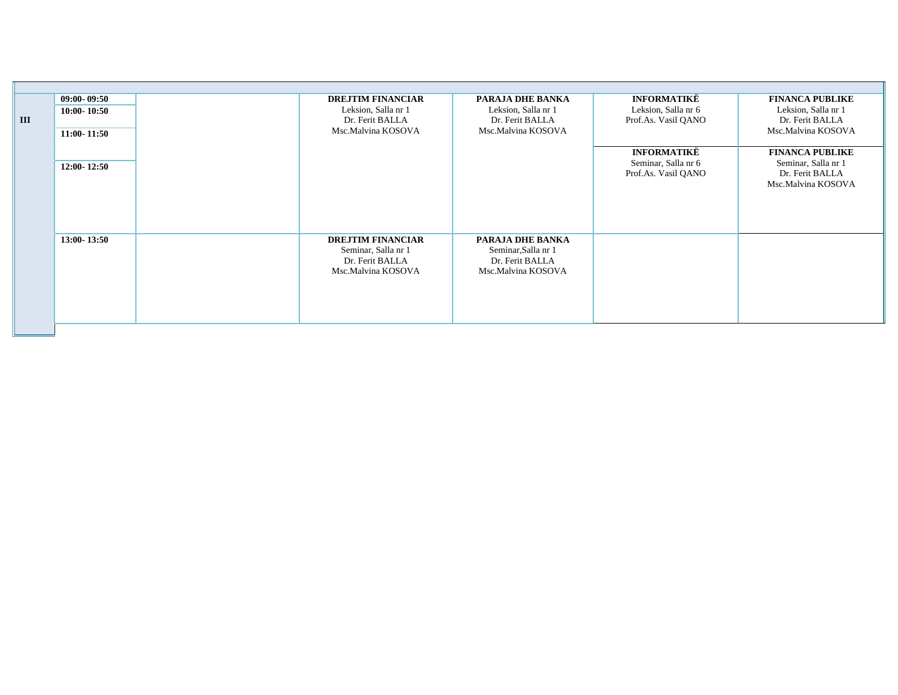| | | | | | | |
|---|---|---|---|---|---|---|
| **III** | **09:00- 09:50**<br>**10:00- 10:50**<br>**11:00- 11:50** | | **DREJTIM FINANCIAR**<br>Leksion, Salla nr 1<br>Dr. Ferit BALLA<br>Msc.Malvina KOSOVA | **PARAJA DHE BANKA**<br>Leksion, Salla nr 1<br>Dr. Ferit BALLA<br>Msc.Malvina KOSOVA | **INFORMATIKË**<br>Leksion, Salla nr 6<br>Prof.As. Vasil QANO | **FINANCA PUBLIKE**<br>Leksion, Salla nr 1<br>Dr. Ferit BALLA<br>Msc.Malvina KOSOVA |
| | **12:00- 12:50** | | | | **INFORMATIKË**<br>Seminar, Salla nr 6<br>Prof.As. Vasil QANO | **FINANCA PUBLIKE**<br>Seminar, Salla nr 1<br>Dr. Ferit BALLA<br>Msc.Malvina KOSOVA |
| | **13:00- 13:50** | | **DREJTIM FINANCIAR**<br>Seminar, Salla nr 1<br>Dr. Ferit BALLA<br>Msc.Malvina KOSOVA | **PARAJA DHE BANKA**<br>Seminar,Salla nr 1<br>Dr. Ferit BALLA<br>Msc.Malvina KOSOVA | | |